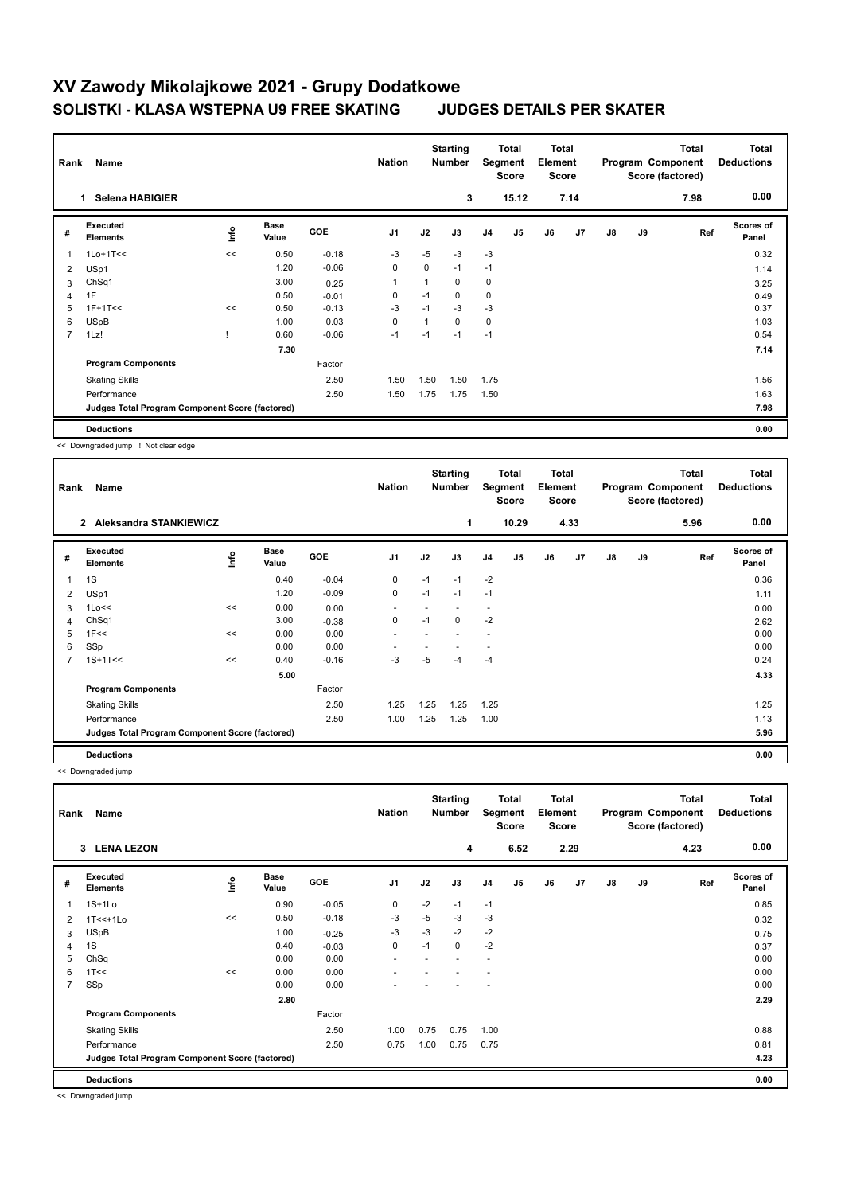# XV Zawody Mikolajkowe 2021 - Grupy Dodatkowe

## SOLISTKI - KLASA WSTEPNA U9 FREE SKATING JUDGES DETAILS PER SKATER

| Rank | Name | Nation | Starting Number | Total Segment Score | Total Element Score | Total Program Component Score (factored) | Total Deductions |
|---|---|---|---|---|---|---|---|
| 1 | Selena HABIGIER | | 3 | 15.12 | 7.14 | 7.98 | 0.00 |

| # | Executed Elements | Info | Base Value | GOE | J1 | J2 | J3 | J4 | J5 | J6 | J7 | J8 | J9 | Ref | Scores of Panel |
|---|---|---|---|---|---|---|---|---|---|---|---|---|---|---|---|
| 1 | 1Lo+1T<< | << | 0.50 | -0.18 | -3 | -5 | -3 | -3 | | | | | | | 0.32 |
| 2 | USp1 | | 1.20 | -0.06 | 0 | 0 | -1 | -1 | | | | | | | 1.14 |
| 3 | ChSq1 | | 3.00 | 0.25 | 1 | 1 | 0 | 0 | | | | | | | 3.25 |
| 4 | 1F | | 0.50 | -0.01 | 0 | -1 | 0 | 0 | | | | | | | 0.49 |
| 5 | 1F+1T<< | << | 0.50 | -0.13 | -3 | -1 | -3 | -3 | | | | | | | 0.37 |
| 6 | USpB | | 1.00 | 0.03 | 0 | 1 | 0 | 0 | | | | | | | 1.03 |
| 7 | 1Lz! | ! | 0.60 | -0.06 | -1 | -1 | -1 | -1 | | | | | | | 0.54 |
| | | | 7.30 | | | | | | | | | | | | 7.14 |
| | Program Components | | | Factor | | | | | | | | | | | |
| | Skating Skills | | | 2.50 | 1.50 | 1.50 | 1.50 | 1.75 | | | | | | | 1.56 |
| | Performance | | | 2.50 | 1.50 | 1.75 | 1.75 | 1.50 | | | | | | | 1.63 |
| | Judges Total Program Component Score (factored) | | | | | | | | | | | | | | 7.98 |
| | Deductions | | | | | | | | | | | | | | 0.00 |

<< Downgraded jump ! Not clear edge

| Rank | Name | Nation | Starting Number | Total Segment Score | Total Element Score | Total Program Component Score (factored) | Total Deductions |
|---|---|---|---|---|---|---|---|
| 2 | Aleksandra STANKIEWICZ | | 1 | 10.29 | 4.33 | 5.96 | 0.00 |

| # | Executed Elements | Info | Base Value | GOE | J1 | J2 | J3 | J4 | J5 | J6 | J7 | J8 | J9 | Ref | Scores of Panel |
|---|---|---|---|---|---|---|---|---|---|---|---|---|---|---|---|
| 1 | 1S | | 0.40 | -0.04 | 0 | -1 | -1 | -2 | | | | | | | 0.36 |
| 2 | USp1 | | 1.20 | -0.09 | 0 | -1 | -1 | -1 | | | | | | | 1.11 |
| 3 | 1Lo<< | << | 0.00 | 0.00 | - | - | - | - | | | | | | | 0.00 |
| 4 | ChSq1 | | 3.00 | -0.38 | 0 | -1 | 0 | -2 | | | | | | | 2.62 |
| 5 | 1F<< | << | 0.00 | 0.00 | - | - | - | - | | | | | | | 0.00 |
| 6 | SSp | | 0.00 | 0.00 | - | - | - | - | | | | | | | 0.00 |
| 7 | 1S+1T<< | << | 0.40 | -0.16 | -3 | -5 | -4 | -4 | | | | | | | 0.24 |
| | | | 5.00 | | | | | | | | | | | | 4.33 |
| | Program Components | | | Factor | | | | | | | | | | | |
| | Skating Skills | | | 2.50 | 1.25 | 1.25 | 1.25 | 1.25 | | | | | | | 1.25 |
| | Performance | | | 2.50 | 1.00 | 1.25 | 1.25 | 1.00 | | | | | | | 1.13 |
| | Judges Total Program Component Score (factored) | | | | | | | | | | | | | | 5.96 |
| | Deductions | | | | | | | | | | | | | | 0.00 |

<< Downgraded jump

| Rank | Name | Nation | Starting Number | Total Segment Score | Total Element Score | Total Program Component Score (factored) | Total Deductions |
|---|---|---|---|---|---|---|---|
| 3 | LENA LEZON | | 4 | 6.52 | 2.29 | 4.23 | 0.00 |

| # | Executed Elements | Info | Base Value | GOE | J1 | J2 | J3 | J4 | J5 | J6 | J7 | J8 | J9 | Ref | Scores of Panel |
|---|---|---|---|---|---|---|---|---|---|---|---|---|---|---|---|
| 1 | 1S+1Lo | | 0.90 | -0.05 | 0 | -2 | -1 | -1 | | | | | | | 0.85 |
| 2 | 1T<<+1Lo | << | 0.50 | -0.18 | -3 | -5 | -3 | -3 | | | | | | | 0.32 |
| 3 | USpB | | 1.00 | -0.25 | -3 | -3 | -2 | -2 | | | | | | | 0.75 |
| 4 | 1S | | 0.40 | -0.03 | 0 | -1 | 0 | -2 | | | | | | | 0.37 |
| 5 | ChSq | | 0.00 | 0.00 | - | - | - | - | | | | | | | 0.00 |
| 6 | 1T<< | << | 0.00 | 0.00 | - | - | - | - | | | | | | | 0.00 |
| 7 | SSp | | 0.00 | 0.00 | - | - | - | - | | | | | | | 0.00 |
| | | | 2.80 | | | | | | | | | | | | 2.29 |
| | Program Components | | | Factor | | | | | | | | | | | |
| | Skating Skills | | | 2.50 | 1.00 | 0.75 | 0.75 | 1.00 | | | | | | | 0.88 |
| | Performance | | | 2.50 | 0.75 | 1.00 | 0.75 | 0.75 | | | | | | | 0.81 |
| | Judges Total Program Component Score (factored) | | | | | | | | | | | | | | 4.23 |
| | Deductions | | | | | | | | | | | | | | 0.00 |

<< Downgraded jump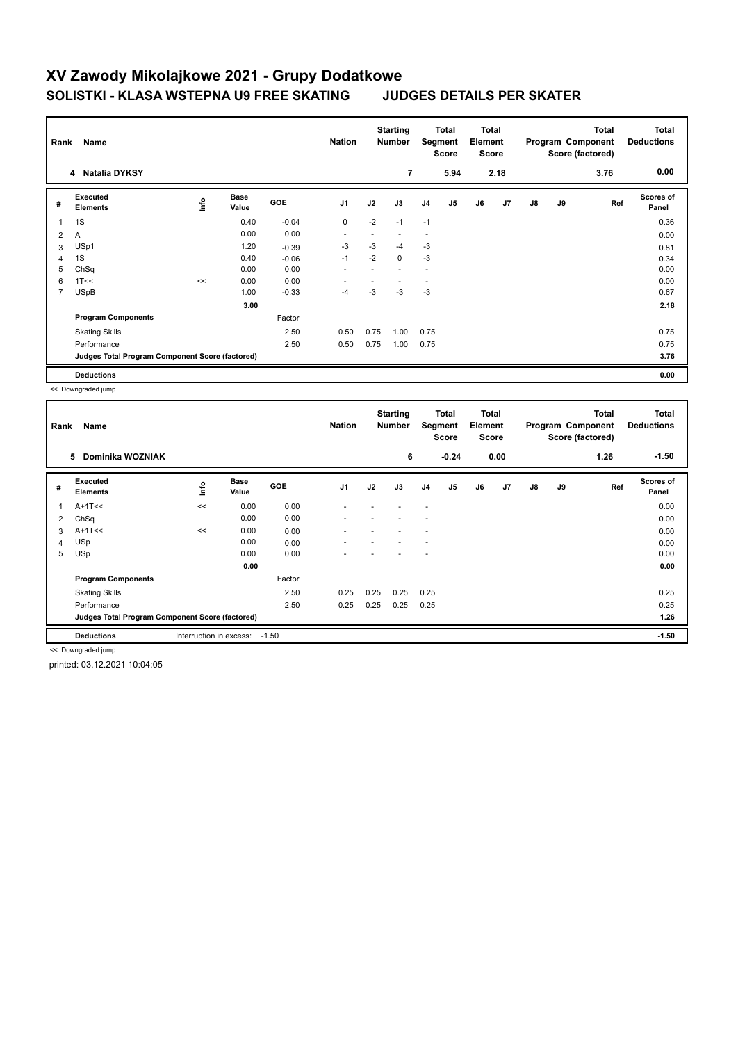# XV Zawody Mikolajkowe 2021 - Grupy Dodatkowe

## SOLISTKI - KLASA WSTEPNA U9 FREE SKATING JUDGES DETAILS PER SKATER

| Rank | Name | | | | Nation | | Starting Number | | Total Segment Score | | Total Element Score | | | Total Program Component Score (factored) | Total Deductions |
|---|---|---|---|---|---|---|---|---|---|---|---|---|---|---|---|
| 4 | Natalia DYKSY | | | | | | 7 | | 5.94 | | 2.18 | | | 3.76 | 0.00 |

| # | Executed Elements | Info | Base Value | GOE | J1 | J2 | J3 | J4 | J5 | J6 | J7 | J8 | J9 | Ref | Scores of Panel |
|---|---|---|---|---|---|---|---|---|---|---|---|---|---|---|---|
| 1 | 1S | | 0.40 | -0.04 | 0 | -2 | -1 | -1 | | | | | | | 0.36 |
| 2 | A | | 0.00 | 0.00 | - | - | - | - | | | | | | | 0.00 |
| 3 | USp1 | | 1.20 | -0.39 | -3 | -3 | -4 | -3 | | | | | | | 0.81 |
| 4 | 1S | | 0.40 | -0.06 | -1 | -2 | 0 | -3 | | | | | | | 0.34 |
| 5 | ChSq | | 0.00 | 0.00 | - | - | - | - | | | | | | | 0.00 |
| 6 | 1T<< | << | 0.00 | 0.00 | - | - | - | - | | | | | | | 0.00 |
| 7 | USpB | | 1.00 | -0.33 | -4 | -3 | -3 | -3 | | | | | | | 0.67 |
| | | | 3.00 | | | | | | | | | | | | 2.18 |
| | Program Components | | | Factor | | | | | | | | | | | |
| | Skating Skills | | | 2.50 | 0.50 | 0.75 | 1.00 | 0.75 | | | | | | | 0.75 |
| | Performance | | | 2.50 | 0.50 | 0.75 | 1.00 | 0.75 | | | | | | | 0.75 |
| | Judges Total Program Component Score (factored) | | | | | | | | | | | | | | 3.76 |
| | Deductions | | | | | | | | | | | | | | 0.00 |

<< Downgraded jump

| Rank | Name | | | | Nation | | Starting Number | | Total Segment Score | | Total Element Score | | | Total Program Component Score (factored) | Total Deductions |
|---|---|---|---|---|---|---|---|---|---|---|---|---|---|---|---|
| 5 | Dominika WOZNIAK | | | | | | 6 | | -0.24 | | 0.00 | | | 1.26 | -1.50 |

| # | Executed Elements | Info | Base Value | GOE | J1 | J2 | J3 | J4 | J5 | J6 | J7 | J8 | J9 | Ref | Scores of Panel |
|---|---|---|---|---|---|---|---|---|---|---|---|---|---|---|---|
| 1 | A+1T<< | << | 0.00 | 0.00 | - | - | - | - | | | | | | | 0.00 |
| 2 | ChSq | | 0.00 | 0.00 | - | - | - | - | | | | | | | 0.00 |
| 3 | A+1T<< | << | 0.00 | 0.00 | - | - | - | - | | | | | | | 0.00 |
| 4 | USp | | 0.00 | 0.00 | - | - | - | - | | | | | | | 0.00 |
| 5 | USp | | 0.00 | 0.00 | - | - | - | - | | | | | | | 0.00 |
| | | | 0.00 | | | | | | | | | | | | 0.00 |
| | Program Components | | | Factor | | | | | | | | | | | |
| | Skating Skills | | | 2.50 | 0.25 | 0.25 | 0.25 | 0.25 | | | | | | | 0.25 |
| | Performance | | | 2.50 | 0.25 | 0.25 | 0.25 | 0.25 | | | | | | | 0.25 |
| | Judges Total Program Component Score (factored) | | | | | | | | | | | | | | 1.26 |
| | Deductions | Interruption in excess: | -1.50 | | | | | | | | | | | | -1.50 |

<< Downgraded jump

printed: 03.12.2021 10:04:05